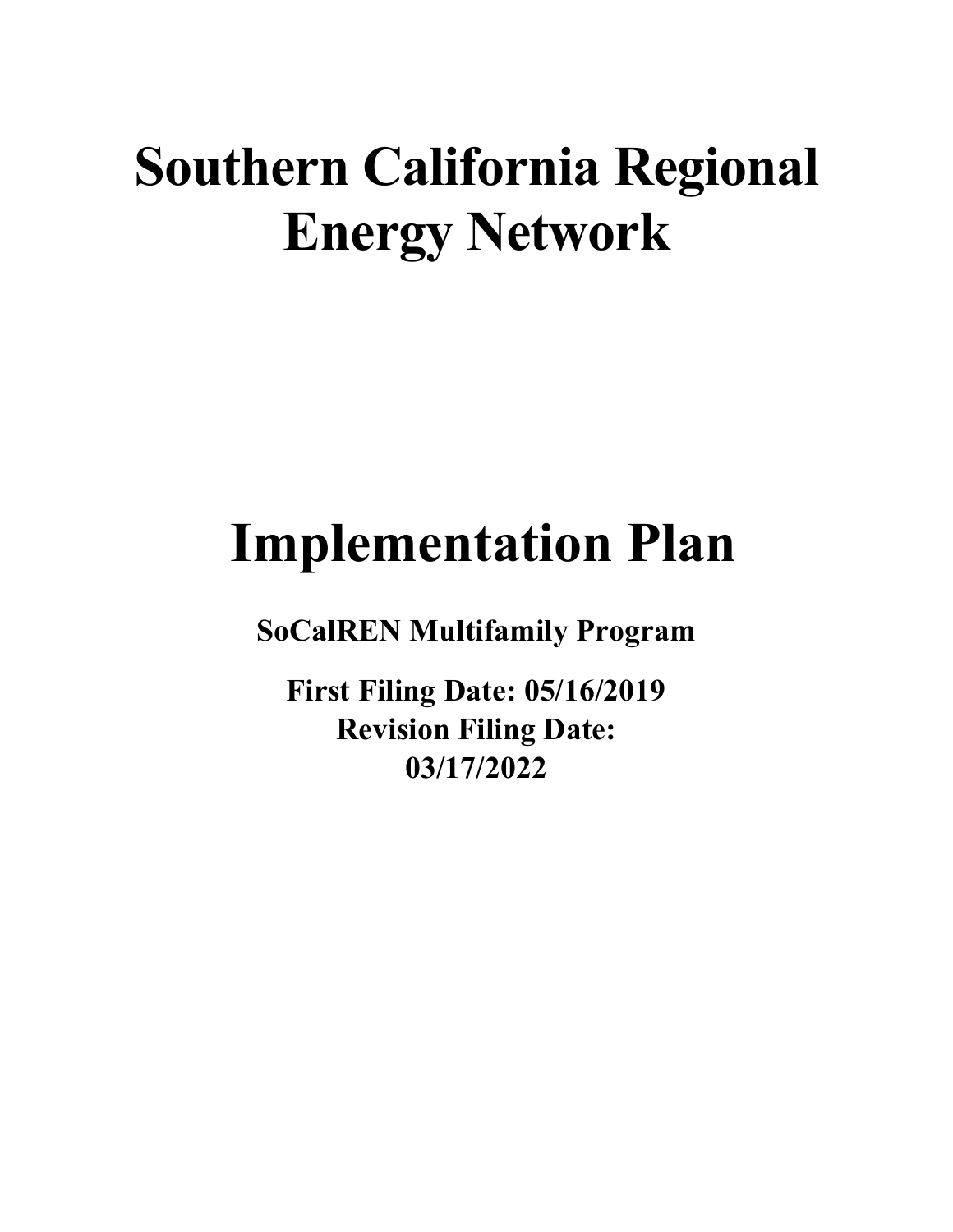# Southern California Regional Energy Network

# Implementation Plan

**SoCalREN Multifamily Program**

**First Filing Date: 05/16/2019**
**Revision Filing Date: 03/17/2022**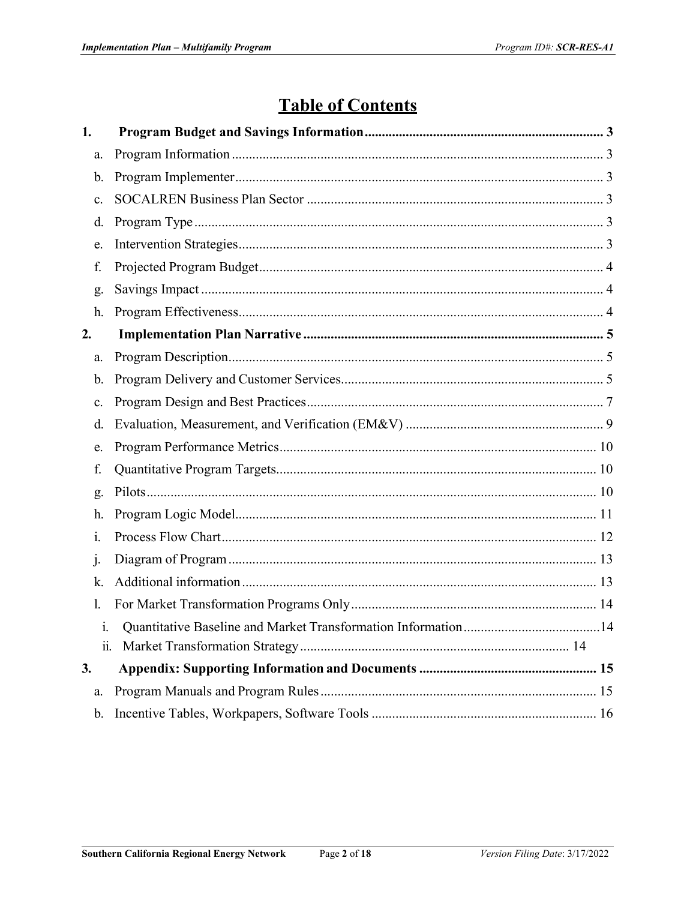# Table of Contents

**1. Program Budget and Savings Information .......... 3**

- a. Program Information .......... 3
- b. Program Implementer .......... 3
- c. SOCALREN Business Plan Sector .......... 3
- d. Program Type .......... 3
- e. Intervention Strategies .......... 3
- f. Projected Program Budget .......... 4
- g. Savings Impact .......... 4
- h. Program Effectiveness .......... 4

**2. Implementation Plan Narrative .......... 5**

- a. Program Description .......... 5
- b. Program Delivery and Customer Services .......... 5
- c. Program Design and Best Practices .......... 7
- d. Evaluation, Measurement, and Verification (EM&V) .......... 9
- e. Program Performance Metrics .......... 10
- f. Quantitative Program Targets .......... 10
- g. Pilots .......... 10
- h. Program Logic Model .......... 11
- i. Process Flow Chart .......... 12
- j. Diagram of Program .......... 13
- k. Additional information .......... 13
- l. For Market Transformation Programs Only .......... 14
  - i. Quantitative Baseline and Market Transformation Information .......... 14
  - ii. Market Transformation Strategy .......... 14

**3. Appendix: Supporting Information and Documents .......... 15**

- a. Program Manuals and Program Rules .......... 15
- b. Incentive Tables, Workpapers, Software Tools .......... 16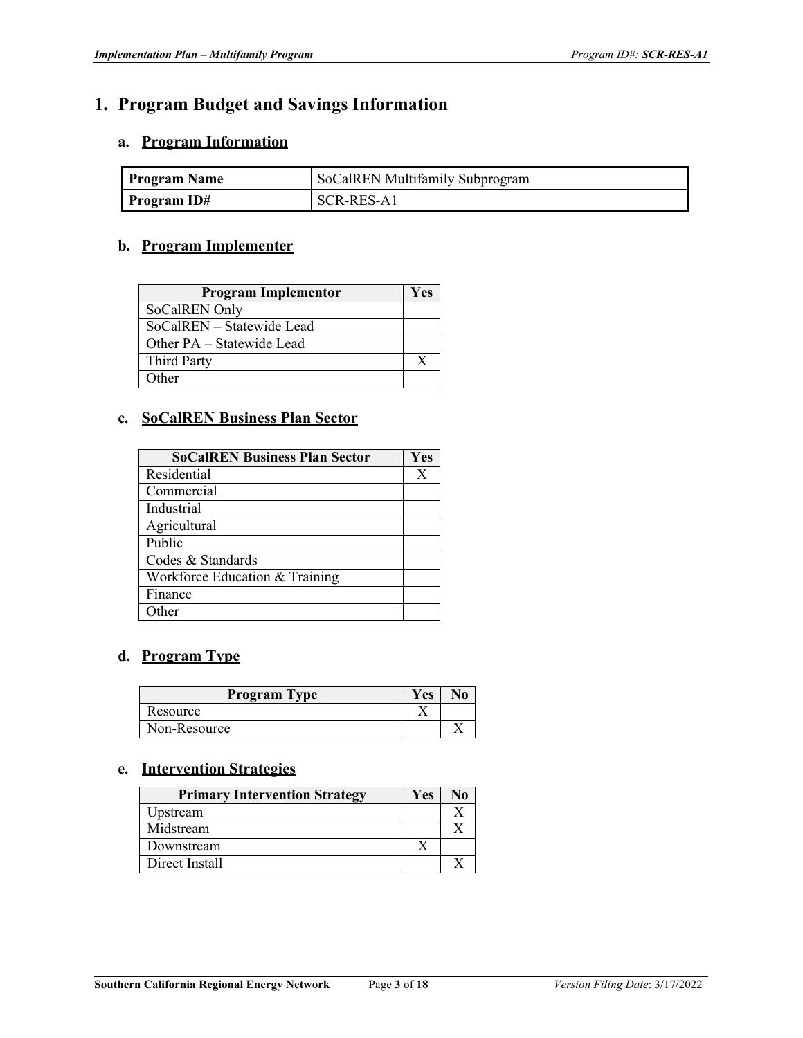# 1. Program Budget and Savings Information

## a. Program Information

| Program Name | SoCalREN Multifamily Subprogram |
|---|---|
| Program ID# | SCR-RES-A1 |

## b. Program Implementer

| Program Implementor | Yes |
|---|---|
| SoCalREN Only | |
| SoCalREN – Statewide Lead | |
| Other PA – Statewide Lead | |
| Third Party | X |
| Other | |

## c. SoCalREN Business Plan Sector

| SoCalREN Business Plan Sector | Yes |
|---|---|
| Residential | X |
| Commercial | |
| Industrial | |
| Agricultural | |
| Public | |
| Codes & Standards | |
| Workforce Education & Training | |
| Finance | |
| Other | |

## d. Program Type

| Program Type | Yes | No |
|---|---|---|
| Resource | X | |
| Non-Resource | | X |

## e. Intervention Strategies

| Primary Intervention Strategy | Yes | No |
|---|---|---|
| Upstream | | X |
| Midstream | | X |
| Downstream | X | |
| Direct Install | | X |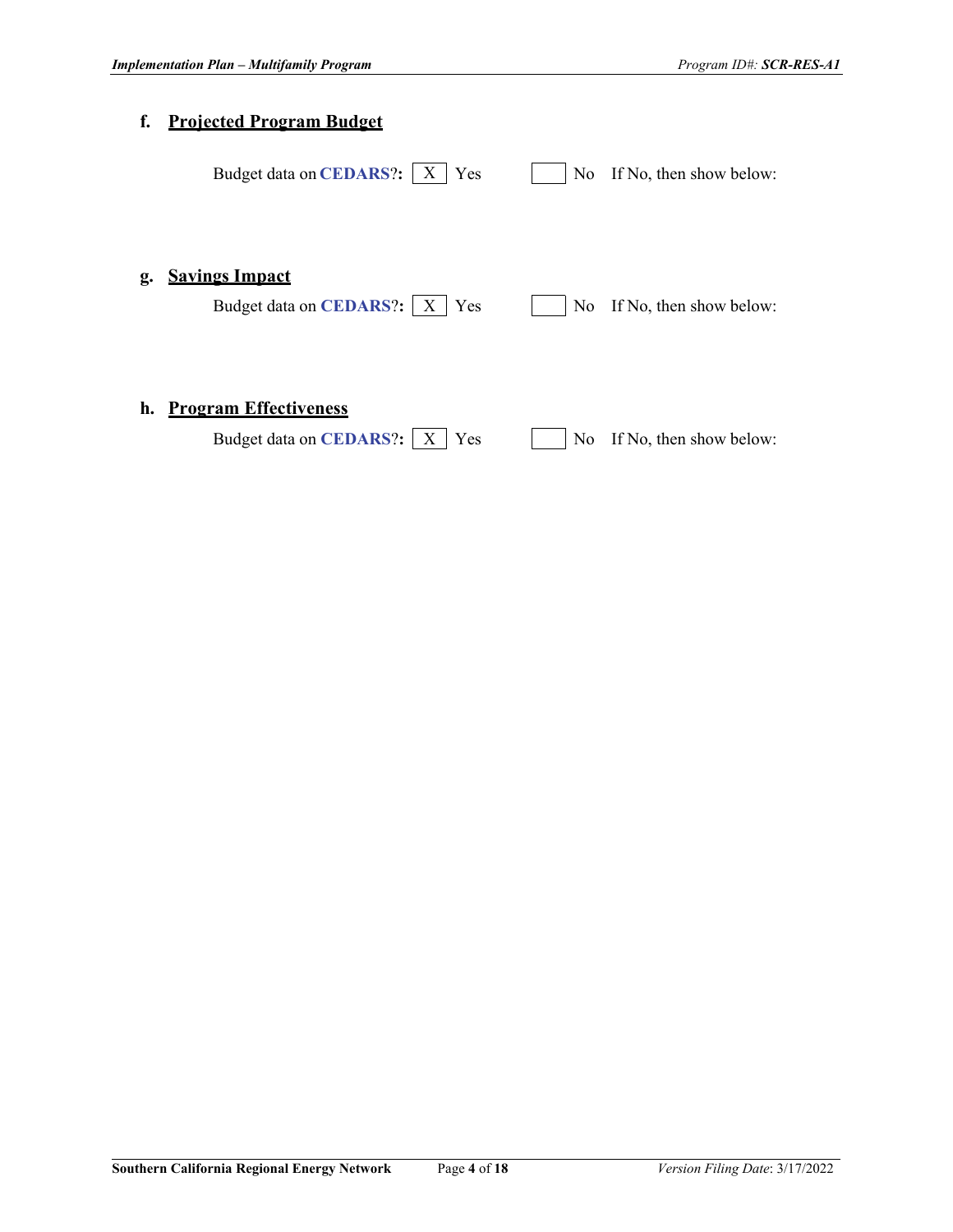### f. <u>Projected Program Budget</u>

Budget data on **CEDARS**?**:** [X] Yes [ ] No If No, then show below:

### g. <u>Savings Impact</u>

Budget data on **CEDARS**?**:** [X] Yes [ ] No If No, then show below:

### h. <u>Program Effectiveness</u>

Budget data on **CEDARS**?**:** [X] Yes [ ] No If No, then show below: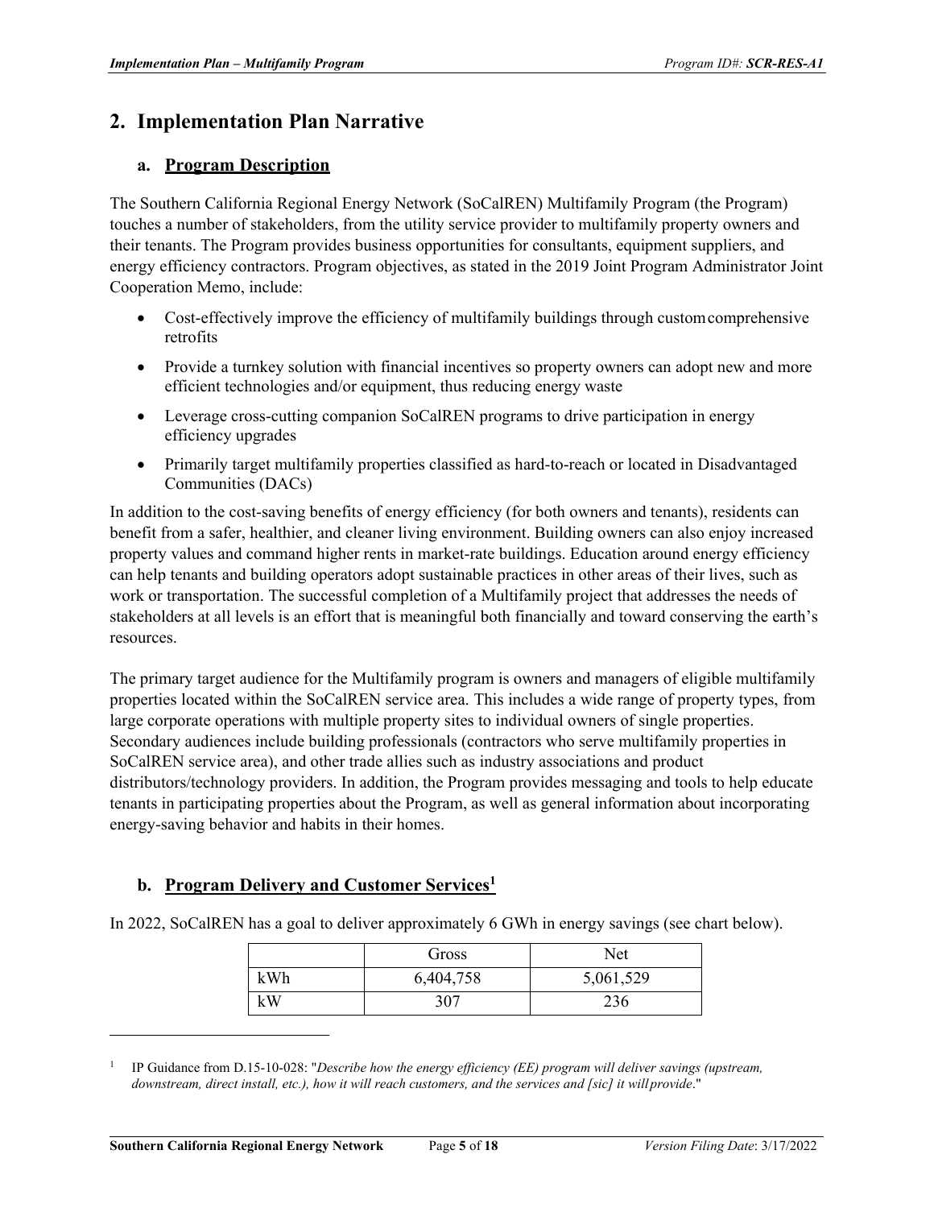## 2. Implementation Plan Narrative

### a. Program Description

The Southern California Regional Energy Network (SoCalREN) Multifamily Program (the Program) touches a number of stakeholders, from the utility service provider to multifamily property owners and their tenants. The Program provides business opportunities for consultants, equipment suppliers, and energy efficiency contractors. Program objectives, as stated in the 2019 Joint Program Administrator Joint Cooperation Memo, include:

- Cost-effectively improve the efficiency of multifamily buildings through custom comprehensive retrofits
- Provide a turnkey solution with financial incentives so property owners can adopt new and more efficient technologies and/or equipment, thus reducing energy waste
- Leverage cross-cutting companion SoCalREN programs to drive participation in energy efficiency upgrades
- Primarily target multifamily properties classified as hard-to-reach or located in Disadvantaged Communities (DACs)

In addition to the cost-saving benefits of energy efficiency (for both owners and tenants), residents can benefit from a safer, healthier, and cleaner living environment. Building owners can also enjoy increased property values and command higher rents in market-rate buildings. Education around energy efficiency can help tenants and building operators adopt sustainable practices in other areas of their lives, such as work or transportation. The successful completion of a Multifamily project that addresses the needs of stakeholders at all levels is an effort that is meaningful both financially and toward conserving the earth's resources.

The primary target audience for the Multifamily program is owners and managers of eligible multifamily properties located within the SoCalREN service area. This includes a wide range of property types, from large corporate operations with multiple property sites to individual owners of single properties. Secondary audiences include building professionals (contractors who serve multifamily properties in SoCalREN service area), and other trade allies such as industry associations and product distributors/technology providers. In addition, the Program provides messaging and tools to help educate tenants in participating properties about the Program, as well as general information about incorporating energy-saving behavior and habits in their homes.

### b. Program Delivery and Customer Services[1]

In 2022, SoCalREN has a goal to deliver approximately 6 GWh in energy savings (see chart below).

| | Gross | Net |
|---|---|---|
| kWh | 6,404,758 | 5,061,529 |
| kW | 307 | 236 |

[1] IP Guidance from D.15-10-028: "*Describe how the energy efficiency (EE) program will deliver savings (upstream, downstream, direct install, etc.), how it will reach customers, and the services and [sic] it will provide*."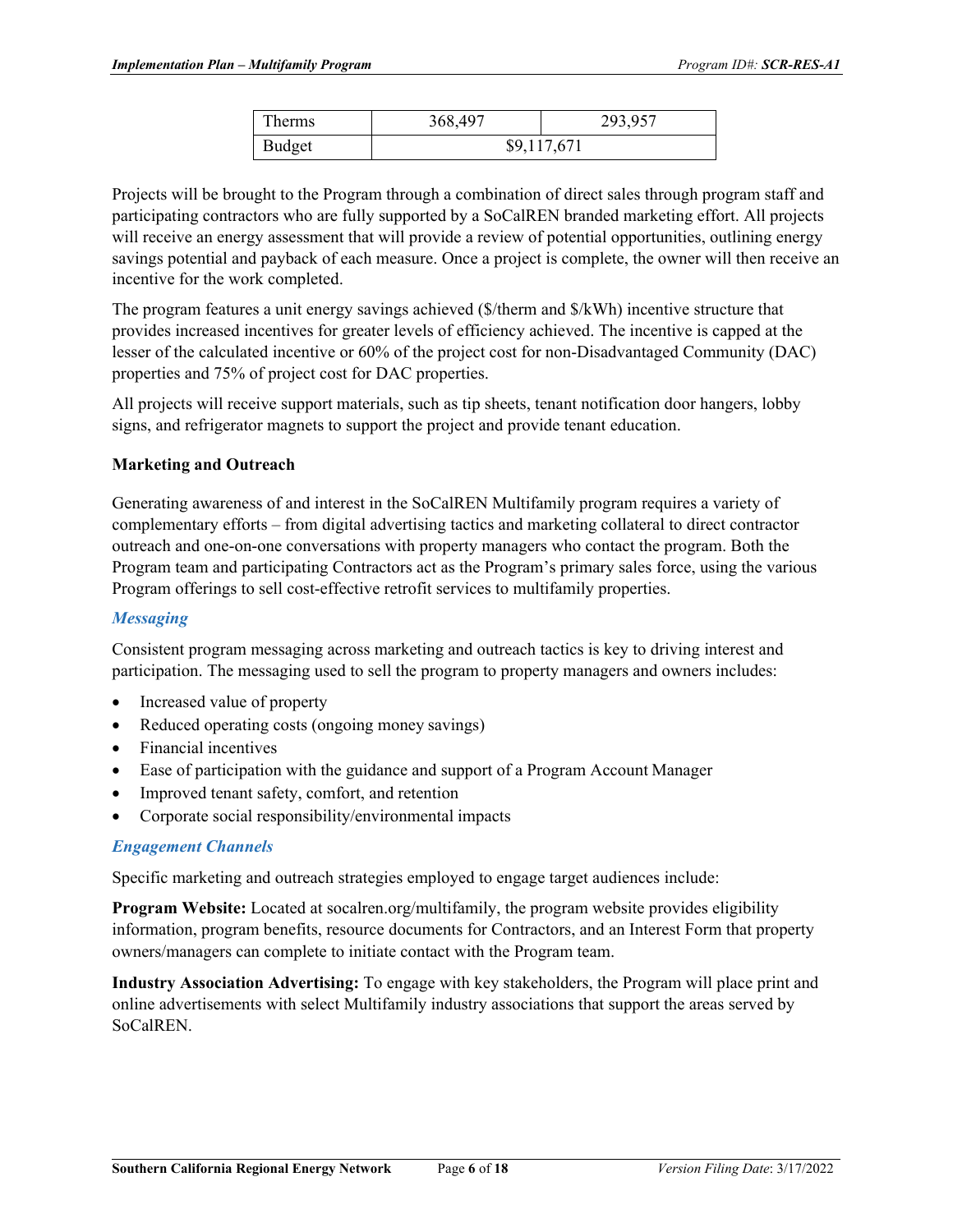| Therms | 368,497 | 293,957 |
|---|---|---|
| Budget | $9,117,671 | |

Projects will be brought to the Program through a combination of direct sales through program staff and participating contractors who are fully supported by a SoCalREN branded marketing effort. All projects will receive an energy assessment that will provide a review of potential opportunities, outlining energy savings potential and payback of each measure. Once a project is complete, the owner will then receive an incentive for the work completed.

The program features a unit energy savings achieved ($/therm and $/kWh) incentive structure that provides increased incentives for greater levels of efficiency achieved. The incentive is capped at the lesser of the calculated incentive or 60% of the project cost for non-Disadvantaged Community (DAC) properties and 75% of project cost for DAC properties.

All projects will receive support materials, such as tip sheets, tenant notification door hangers, lobby signs, and refrigerator magnets to support the project and provide tenant education.

**Marketing and Outreach**

Generating awareness of and interest in the SoCalREN Multifamily program requires a variety of complementary efforts – from digital advertising tactics and marketing collateral to direct contractor outreach and one-on-one conversations with property managers who contact the program. Both the Program team and participating Contractors act as the Program's primary sales force, using the various Program offerings to sell cost-effective retrofit services to multifamily properties.

### *Messaging*

Consistent program messaging across marketing and outreach tactics is key to driving interest and participation. The messaging used to sell the program to property managers and owners includes:

- Increased value of property
- Reduced operating costs (ongoing money savings)
- Financial incentives
- Ease of participation with the guidance and support of a Program Account Manager
- Improved tenant safety, comfort, and retention
- Corporate social responsibility/environmental impacts

### *Engagement Channels*

Specific marketing and outreach strategies employed to engage target audiences include:

**Program Website:** Located at socalren.org/multifamily, the program website provides eligibility information, program benefits, resource documents for Contractors, and an Interest Form that property owners/managers can complete to initiate contact with the Program team.

**Industry Association Advertising:** To engage with key stakeholders, the Program will place print and online advertisements with select Multifamily industry associations that support the areas served by SoCalREN.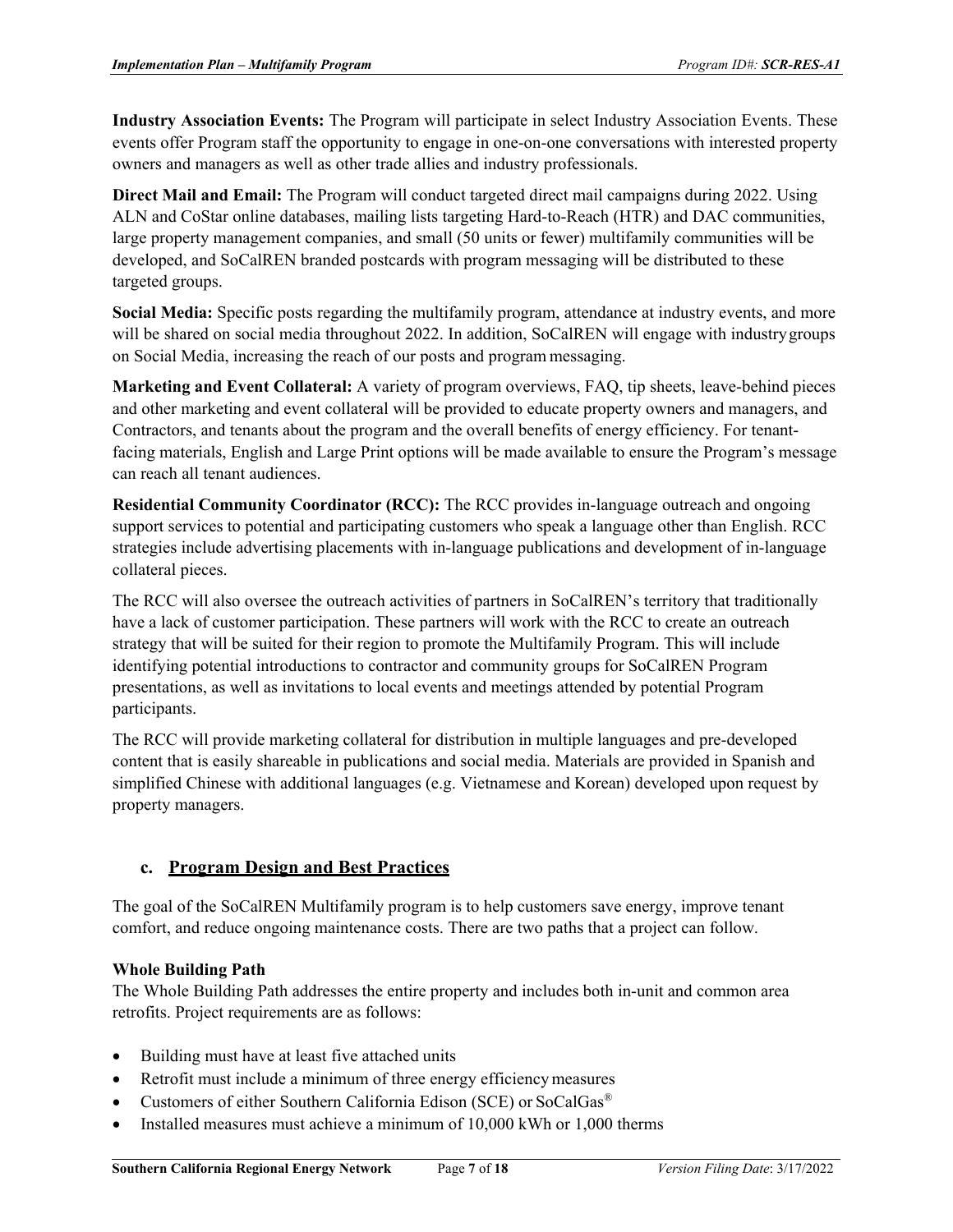**Industry Association Events:** The Program will participate in select Industry Association Events. These events offer Program staff the opportunity to engage in one-on-one conversations with interested property owners and managers as well as other trade allies and industry professionals.

**Direct Mail and Email:** The Program will conduct targeted direct mail campaigns during 2022. Using ALN and CoStar online databases, mailing lists targeting Hard-to-Reach (HTR) and DAC communities, large property management companies, and small (50 units or fewer) multifamily communities will be developed, and SoCalREN branded postcards with program messaging will be distributed to these targeted groups.

**Social Media:** Specific posts regarding the multifamily program, attendance at industry events, and more will be shared on social media throughout 2022. In addition, SoCalREN will engage with industry groups on Social Media, increasing the reach of our posts and program messaging.

**Marketing and Event Collateral:** A variety of program overviews, FAQ, tip sheets, leave-behind pieces and other marketing and event collateral will be provided to educate property owners and managers, and Contractors, and tenants about the program and the overall benefits of energy efficiency. For tenant-facing materials, English and Large Print options will be made available to ensure the Program's message can reach all tenant audiences.

**Residential Community Coordinator (RCC):** The RCC provides in-language outreach and ongoing support services to potential and participating customers who speak a language other than English. RCC strategies include advertising placements with in-language publications and development of in-language collateral pieces.

The RCC will also oversee the outreach activities of partners in SoCalREN's territory that traditionally have a lack of customer participation. These partners will work with the RCC to create an outreach strategy that will be suited for their region to promote the Multifamily Program. This will include identifying potential introductions to contractor and community groups for SoCalREN Program presentations, as well as invitations to local events and meetings attended by potential Program participants.

The RCC will provide marketing collateral for distribution in multiple languages and pre-developed content that is easily shareable in publications and social media. Materials are provided in Spanish and simplified Chinese with additional languages (e.g. Vietnamese and Korean) developed upon request by property managers.

## c. Program Design and Best Practices

The goal of the SoCalREN Multifamily program is to help customers save energy, improve tenant comfort, and reduce ongoing maintenance costs. There are two paths that a project can follow.

**Whole Building Path**

The Whole Building Path addresses the entire property and includes both in-unit and common area retrofits. Project requirements are as follows:

- Building must have at least five attached units
- Retrofit must include a minimum of three energy efficiency measures
- Customers of either Southern California Edison (SCE) or SoCalGas®
- Installed measures must achieve a minimum of 10,000 kWh or 1,000 therms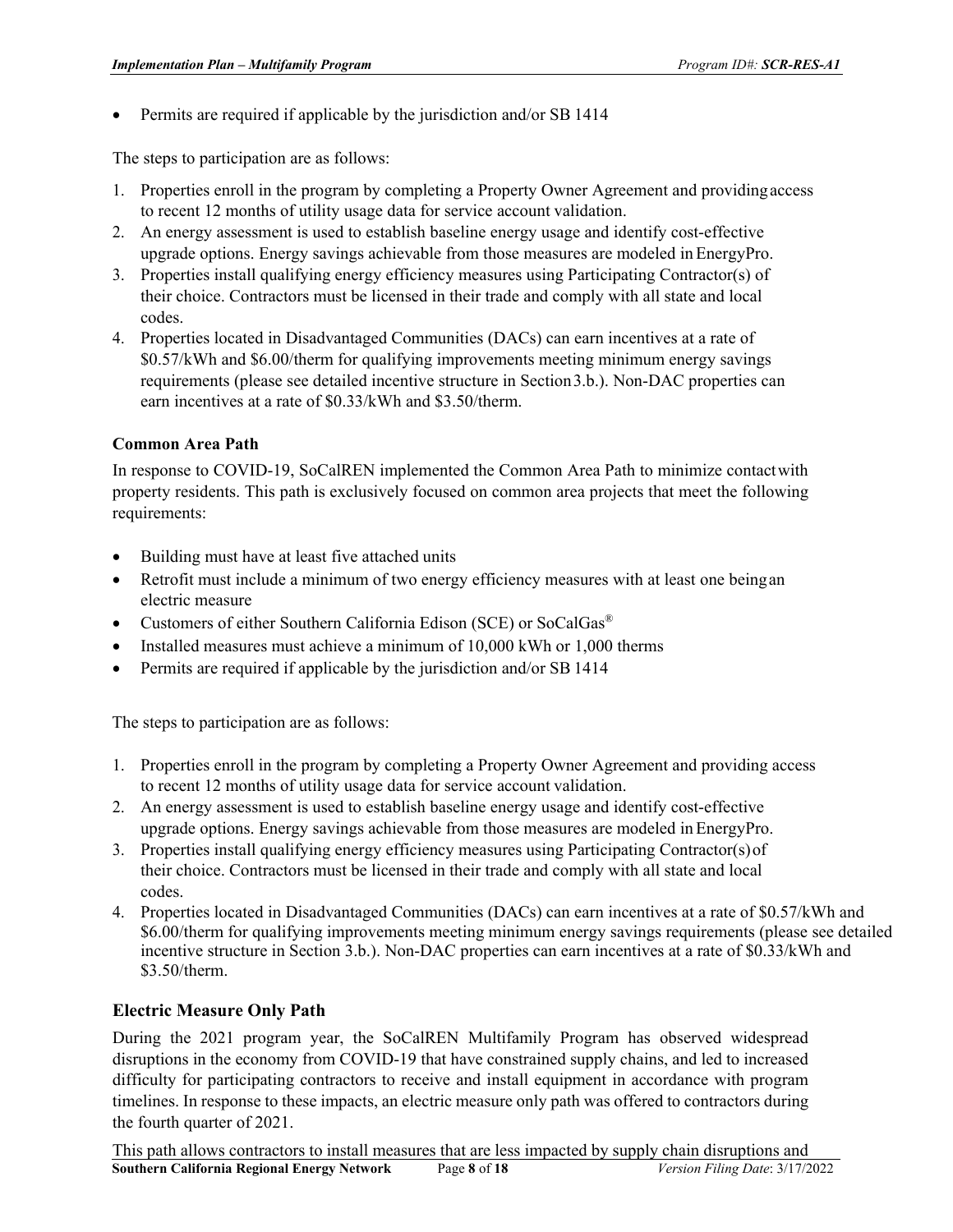- Permits are required if applicable by the jurisdiction and/or SB 1414

The steps to participation are as follows:

1. Properties enroll in the program by completing a Property Owner Agreement and providing access to recent 12 months of utility usage data for service account validation.
2. An energy assessment is used to establish baseline energy usage and identify cost-effective upgrade options. Energy savings achievable from those measures are modeled in EnergyPro.
3. Properties install qualifying energy efficiency measures using Participating Contractor(s) of their choice. Contractors must be licensed in their trade and comply with all state and local codes.
4. Properties located in Disadvantaged Communities (DACs) can earn incentives at a rate of \$0.57/kWh and \$6.00/therm for qualifying improvements meeting minimum energy savings requirements (please see detailed incentive structure in Section 3.b.). Non-DAC properties can earn incentives at a rate of \$0.33/kWh and \$3.50/therm.

### Common Area Path

In response to COVID-19, SoCalREN implemented the Common Area Path to minimize contact with property residents. This path is exclusively focused on common area projects that meet the following requirements:

- Building must have at least five attached units
- Retrofit must include a minimum of two energy efficiency measures with at least one being an electric measure
- Customers of either Southern California Edison (SCE) or SoCalGas®
- Installed measures must achieve a minimum of 10,000 kWh or 1,000 therms
- Permits are required if applicable by the jurisdiction and/or SB 1414

The steps to participation are as follows:

1. Properties enroll in the program by completing a Property Owner Agreement and providing access to recent 12 months of utility usage data for service account validation.
2. An energy assessment is used to establish baseline energy usage and identify cost-effective upgrade options. Energy savings achievable from those measures are modeled in EnergyPro.
3. Properties install qualifying energy efficiency measures using Participating Contractor(s) of their choice. Contractors must be licensed in their trade and comply with all state and local codes.
4. Properties located in Disadvantaged Communities (DACs) can earn incentives at a rate of \$0.57/kWh and \$6.00/therm for qualifying improvements meeting minimum energy savings requirements (please see detailed incentive structure in Section 3.b.). Non-DAC properties can earn incentives at a rate of \$0.33/kWh and \$3.50/therm.

### Electric Measure Only Path

During the 2021 program year, the SoCalREN Multifamily Program has observed widespread disruptions in the economy from COVID-19 that have constrained supply chains, and led to increased difficulty for participating contractors to receive and install equipment in accordance with program timelines. In response to these impacts, an electric measure only path was offered to contractors during the fourth quarter of 2021.

This path allows contractors to install measures that are less impacted by supply chain disruptions and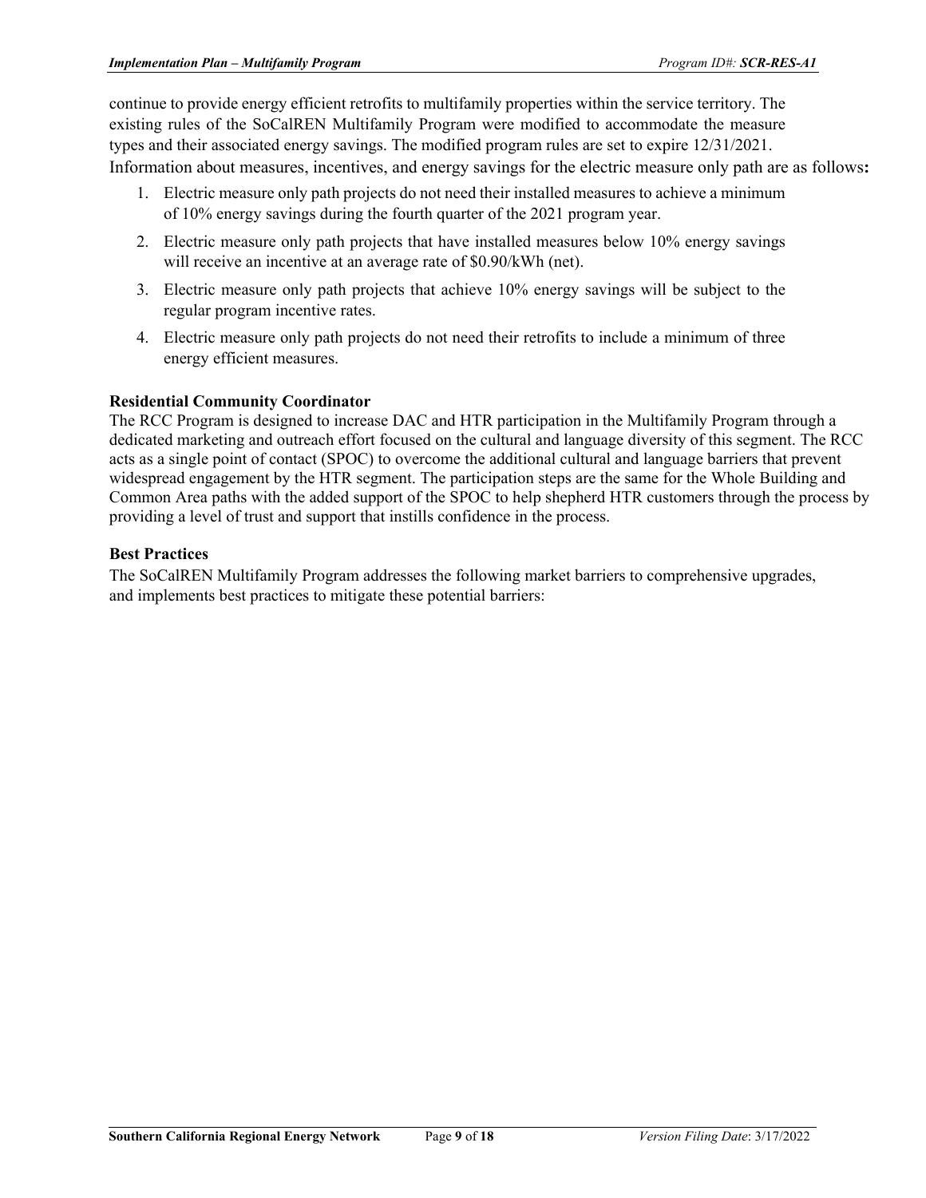continue to provide energy efficient retrofits to multifamily properties within the service territory. The existing rules of the SoCalREN Multifamily Program were modified to accommodate the measure types and their associated energy savings. The modified program rules are set to expire 12/31/2021. Information about measures, incentives, and energy savings for the electric measure only path are as follows**:**

1. Electric measure only path projects do not need their installed measures to achieve a minimum of 10% energy savings during the fourth quarter of the 2021 program year.
2. Electric measure only path projects that have installed measures below 10% energy savings will receive an incentive at an average rate of $0.90/kWh (net).
3. Electric measure only path projects that achieve 10% energy savings will be subject to the regular program incentive rates.
4. Electric measure only path projects do not need their retrofits to include a minimum of three energy efficient measures.

**Residential Community Coordinator**

The RCC Program is designed to increase DAC and HTR participation in the Multifamily Program through a dedicated marketing and outreach effort focused on the cultural and language diversity of this segment. The RCC acts as a single point of contact (SPOC) to overcome the additional cultural and language barriers that prevent widespread engagement by the HTR segment. The participation steps are the same for the Whole Building and Common Area paths with the added support of the SPOC to help shepherd HTR customers through the process by providing a level of trust and support that instills confidence in the process.

**Best Practices**

The SoCalREN Multifamily Program addresses the following market barriers to comprehensive upgrades, and implements best practices to mitigate these potential barriers: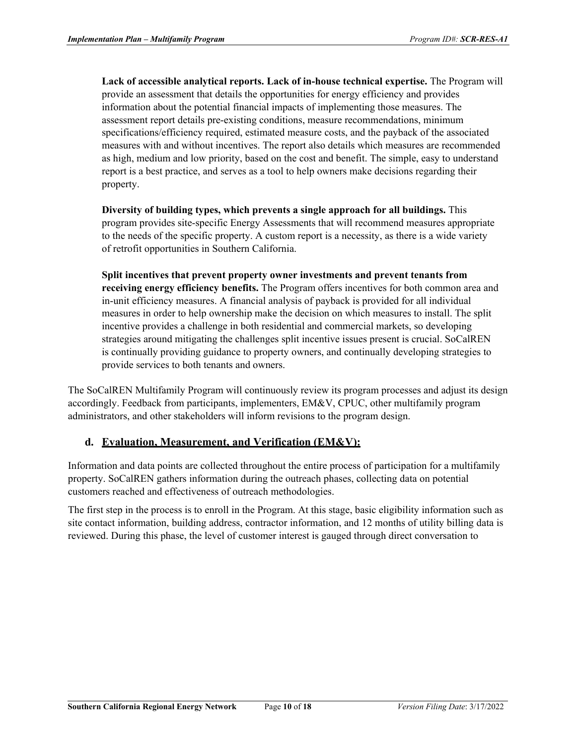**Lack of accessible analytical reports. Lack of in-house technical expertise.** The Program will provide an assessment that details the opportunities for energy efficiency and provides information about the potential financial impacts of implementing those measures. The assessment report details pre-existing conditions, measure recommendations, minimum specifications/efficiency required, estimated measure costs, and the payback of the associated measures with and without incentives. The report also details which measures are recommended as high, medium and low priority, based on the cost and benefit. The simple, easy to understand report is a best practice, and serves as a tool to help owners make decisions regarding their property.

**Diversity of building types, which prevents a single approach for all buildings.** This program provides site-specific Energy Assessments that will recommend measures appropriate to the needs of the specific property. A custom report is a necessity, as there is a wide variety of retrofit opportunities in Southern California.

**Split incentives that prevent property owner investments and prevent tenants from receiving energy efficiency benefits.** The Program offers incentives for both common area and in-unit efficiency measures. A financial analysis of payback is provided for all individual measures in order to help ownership make the decision on which measures to install. The split incentive provides a challenge in both residential and commercial markets, so developing strategies around mitigating the challenges split incentive issues present is crucial. SoCalREN is continually providing guidance to property owners, and continually developing strategies to provide services to both tenants and owners.

The SoCalREN Multifamily Program will continuously review its program processes and adjust its design accordingly. Feedback from participants, implementers, EM&V, CPUC, other multifamily program administrators, and other stakeholders will inform revisions to the program design.

### d. Evaluation, Measurement, and Verification (EM&V):

Information and data points are collected throughout the entire process of participation for a multifamily property. SoCalREN gathers information during the outreach phases, collecting data on potential customers reached and effectiveness of outreach methodologies.

The first step in the process is to enroll in the Program. At this stage, basic eligibility information such as site contact information, building address, contractor information, and 12 months of utility billing data is reviewed. During this phase, the level of customer interest is gauged through direct conversation to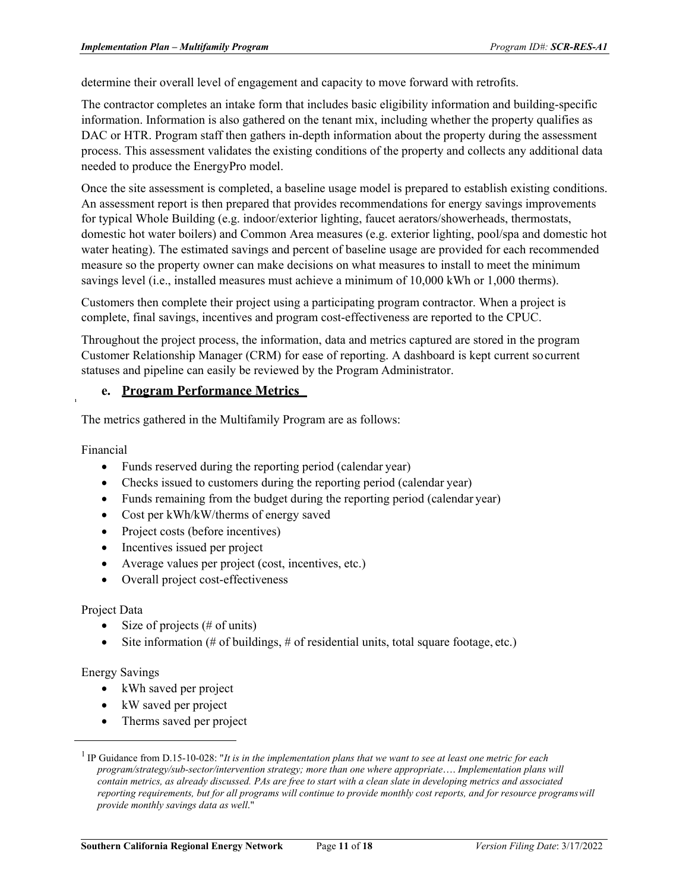determine their overall level of engagement and capacity to move forward with retrofits.

The contractor completes an intake form that includes basic eligibility information and building-specific information. Information is also gathered on the tenant mix, including whether the property qualifies as DAC or HTR. Program staff then gathers in-depth information about the property during the assessment process. This assessment validates the existing conditions of the property and collects any additional data needed to produce the EnergyPro model.

Once the site assessment is completed, a baseline usage model is prepared to establish existing conditions. An assessment report is then prepared that provides recommendations for energy savings improvements for typical Whole Building (e.g. indoor/exterior lighting, faucet aerators/showerheads, thermostats, domestic hot water boilers) and Common Area measures (e.g. exterior lighting, pool/spa and domestic hot water heating). The estimated savings and percent of baseline usage are provided for each recommended measure so the property owner can make decisions on what measures to install to meet the minimum savings level (i.e., installed measures must achieve a minimum of 10,000 kWh or 1,000 therms).

Customers then complete their project using a participating program contractor. When a project is complete, final savings, incentives and program cost-effectiveness are reported to the CPUC.

Throughout the project process, the information, data and metrics captured are stored in the program Customer Relationship Manager (CRM) for ease of reporting. A dashboard is kept current so current statuses and pipeline can easily be reviewed by the Program Administrator.

### e. Program Performance Metrics [1]

The metrics gathered in the Multifamily Program are as follows:

Financial

- Funds reserved during the reporting period (calendar year)
- Checks issued to customers during the reporting period (calendar year)
- Funds remaining from the budget during the reporting period (calendar year)
- Cost per kWh/kW/therms of energy saved
- Project costs (before incentives)
- Incentives issued per project
- Average values per project (cost, incentives, etc.)
- Overall project cost-effectiveness

Project Data

- Size of projects (# of units)
- Site information (# of buildings, # of residential units, total square footage, etc.)

Energy Savings

- kWh saved per project
- kW saved per project
- Therms saved per project

[1] IP Guidance from D.15-10-028: "*It is in the implementation plans that we want to see at least one metric for each program/strategy/sub-sector/intervention strategy; more than one where appropriate…. Implementation plans will contain metrics, as already discussed. PAs are free to start with a clean slate in developing metrics and associated reporting requirements, but for all programs will continue to provide monthly cost reports, and for resource programs will provide monthly savings data as well*."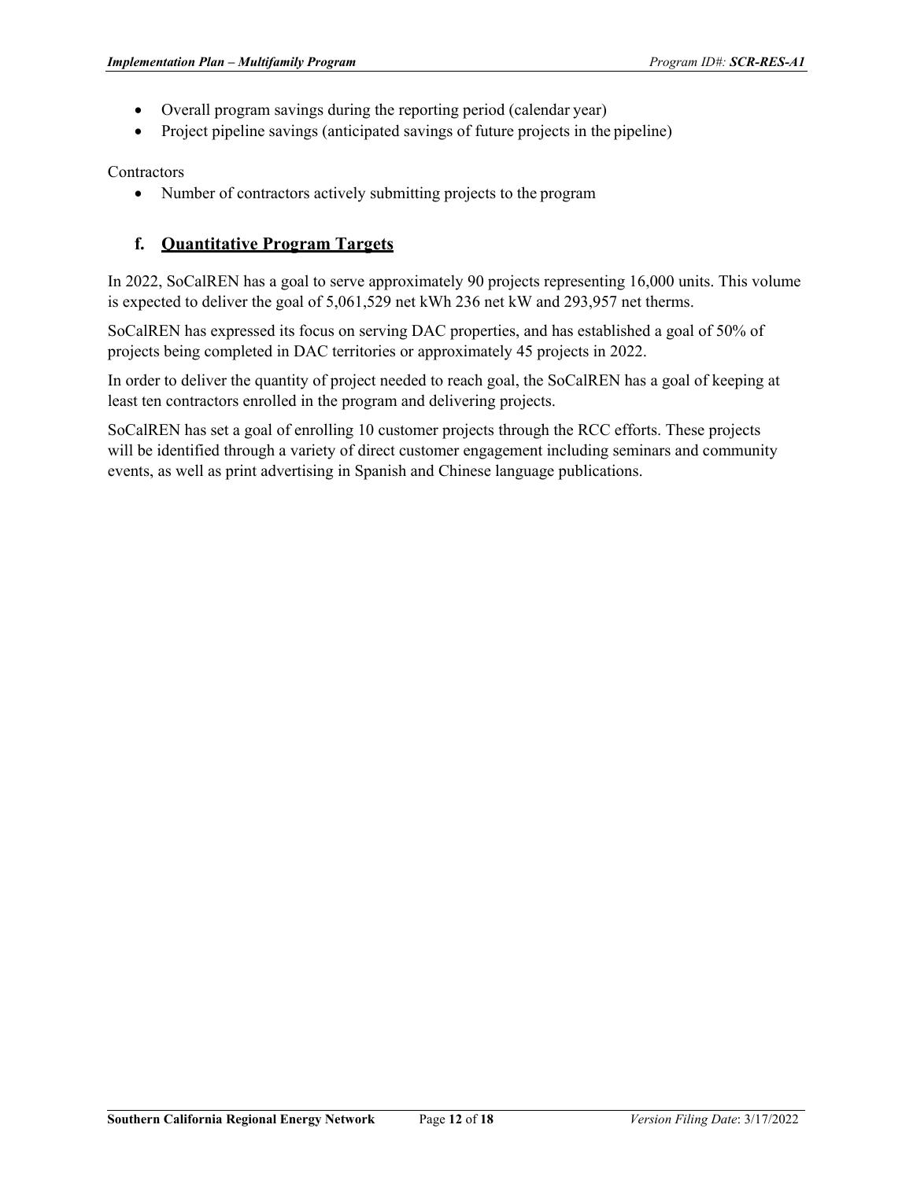- Overall program savings during the reporting period (calendar year)
- Project pipeline savings (anticipated savings of future projects in the pipeline)

Contractors

- Number of contractors actively submitting projects to the program

### f. Quantitative Program Targets

In 2022, SoCalREN has a goal to serve approximately 90 projects representing 16,000 units. This volume is expected to deliver the goal of 5,061,529 net kWh 236 net kW and 293,957 net therms.

SoCalREN has expressed its focus on serving DAC properties, and has established a goal of 50% of projects being completed in DAC territories or approximately 45 projects in 2022.

In order to deliver the quantity of project needed to reach goal, the SoCalREN has a goal of keeping at least ten contractors enrolled in the program and delivering projects.

SoCalREN has set a goal of enrolling 10 customer projects through the RCC efforts. These projects will be identified through a variety of direct customer engagement including seminars and community events, as well as print advertising in Spanish and Chinese language publications.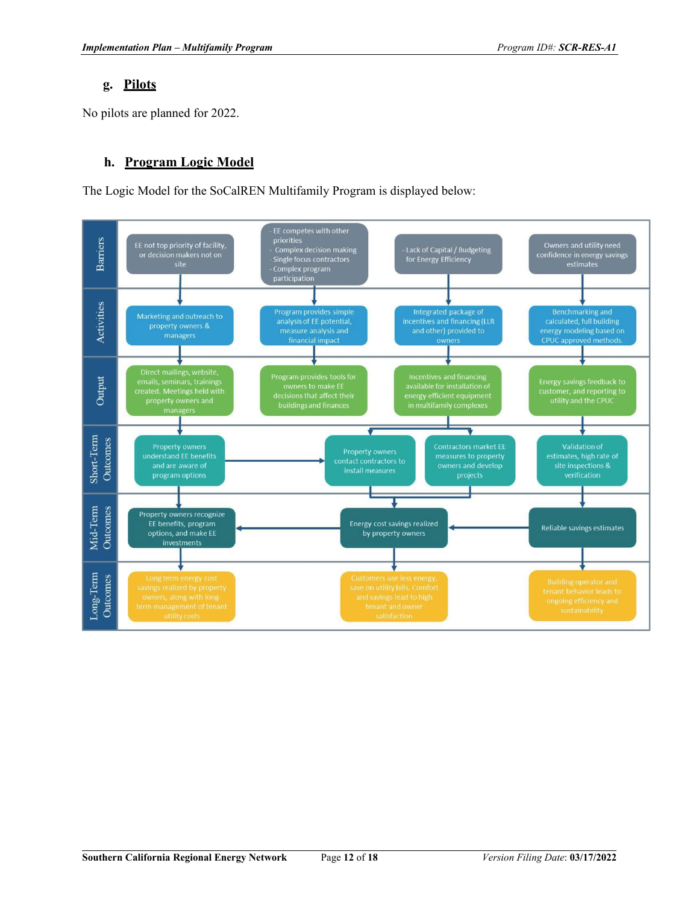### g. Pilots

No pilots are planned for 2022.

### h. Program Logic Model

The Logic Model for the SoCalREN Multifamily Program is displayed below:

| | | | | |
|---|---|---|---|---|
| **Barriers** | EE not top priority of facility, or decision makers not on site | - EE competes with other priorities<br>- Complex decision making<br>- Single focus contractors<br>- Complex program participation | - Lack of Capital / Budgeting for Energy Efficiency | Owners and utility need confidence in energy savings estimates |
| **Activities** | Marketing and outreach to property owners & managers | Program provides simple analysis of EE potential, measure analysis and financial impact | Integrated package of incentives and financing (LLR and other) provided to owners | Benchmarking and calculated, full building energy modeling based on CPUC approved methods. |
| **Output** | Direct mailings, website, emails, seminars, trainings created. Meetings held with property owners and managers | Program provides tools for owners to make EE decisions that affect their buildings and finances | Incentives and financing available for installation of energy efficient equipment in multifamily complexes | Energy savings feedback to customer, and reporting to utility and the CPUC |
| **Short-Term Outcomes** | Property owners understand EE benefits and are aware of program options | Property owners contact contractors to install measures | Contractors market EE measures to property owners and develop projects | Validation of estimates, high rate of site inspections & verification |
| **Mid-Term Outcomes** | Property owners recognize EE benefits, program options, and make EE investments | Energy cost savings realized by property owners | | Reliable savings estimates |
| **Long-Term Outcomes** | Long term energy cost savings realized by property owners, along with long-term management of tenant utility costs | Customers use less energy, save on utility bills. Comfort and savings lead to high tenant and owner satisfaction | | Building operator and tenant behavior leads to ongoing efficiency and sustainability |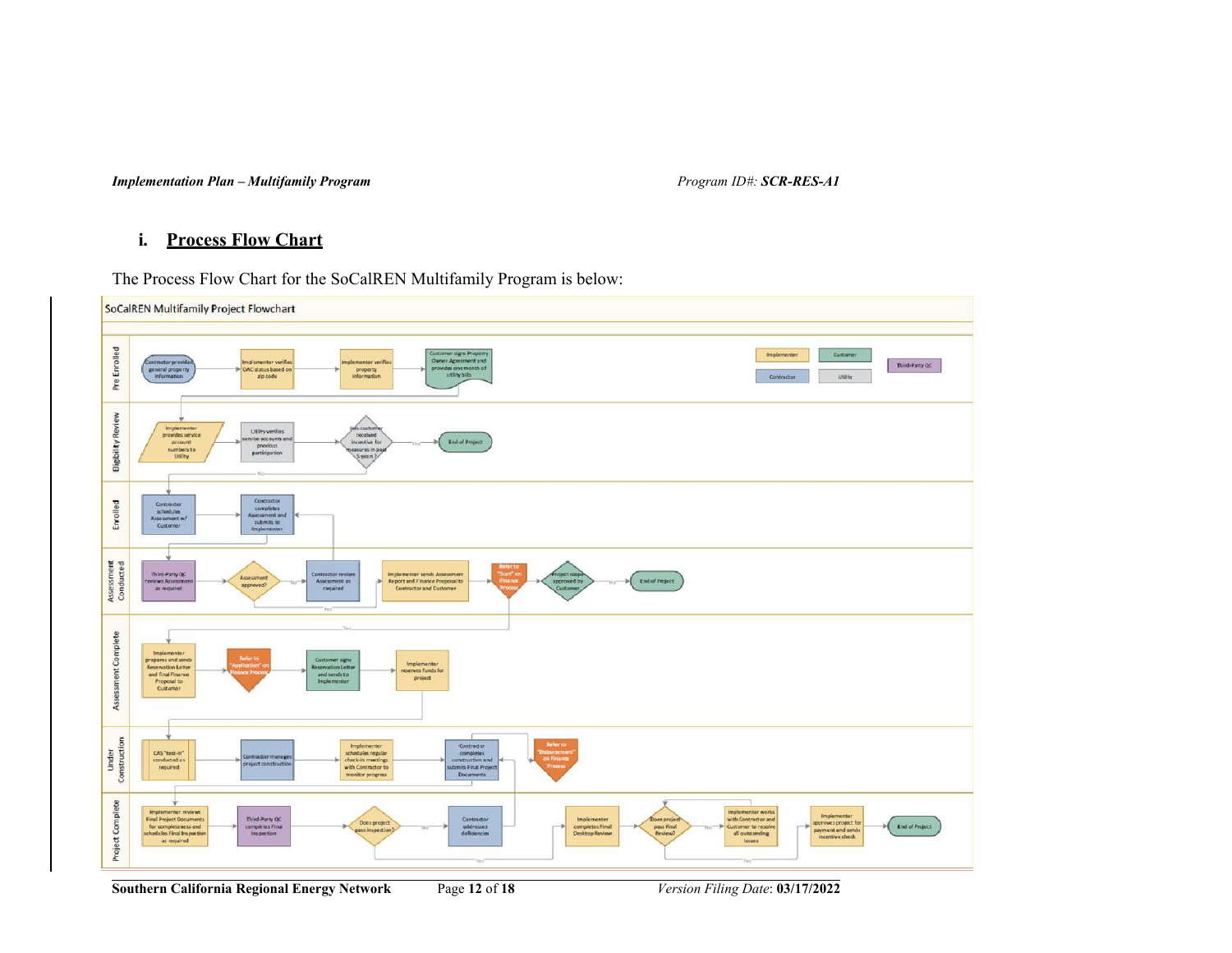### i. Process Flow Chart

The Process Flow Chart for the SoCalREN Multifamily Program is below:

**SoCalREN Multifamily Project Flowchart**

Legend: Implementer | Customer | Contractor | Utility | Third-Party QC

**Pre Enrolled**
- Contractor provides general property information
- Implementer verifies DAC status based on zip code
- Implementer verifies property information
- Customer signs Property Owner Agreement and provides one month of utility bills

**Eligibility Review**
- Implementer provides service account numbers to Utility
- Utility verifies service accounts and previous participation
- Has customer received incentive for measures in past 5 years? — Yes → End of Project; No → continue

**Enrolled**
- Contractor schedules Assessment w/ Customer
- Contractor completes Assessment and submits to Implementer

**Assessment Conducted**
- Third-Party QC reviews Assessment as required
- Assessment approved? — No → Contractor revises Assessment as required; Yes → continue
- Implementer sends Assessment Report and Finance Proposal to Contractor and Customer
- Refer to "Start" on Finance Process
- Project scope approved by Customer? — No → End of Project; Yes → continue

**Assessment Complete**
- Implementer prepares and sends Reservation Letter and final Finance Proposal to Customer
- Refer to "Application" on Finance Process
- Customer signs Reservation Letter and sends to Implementer
- Implementer reserves funds for project

**Under Construction**
- CAS "test-in" conducted as required
- Contractor manages project construction
- Implementer schedules regular check-in meetings with Contractor to monitor progress
- Contractor completes construction and submits Final Project Documents
- Refer to "Disbursement" on Finance Process

**Project Complete**
- Implementer reviews Final Project Documents for completeness and schedules Final Inspection as required
- Third-Party QC completes Final Inspection
- Does project pass inspection? — No → Contractor addresses deficiencies; Yes → continue
- Implementer completes Final Desktop Review
- Does project pass Final Review? — No → Implementer works with Contractor and Customer to resolve all outstanding issues; Yes → continue
- Implementer approves project for payment and sends incentive check
- End of Project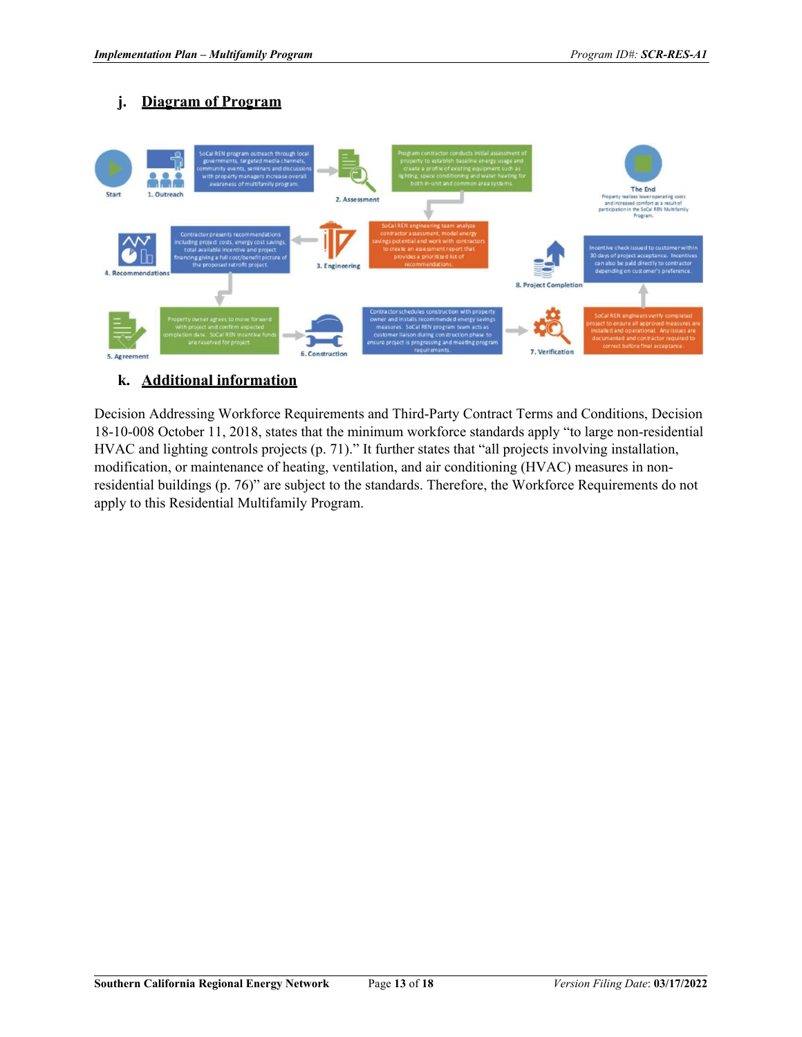## j. Diagram of Program

**Start**

**1. Outreach** – SoCal REN program outreach through local governments, targeted media channels, community events, seminars and discussions with property managers increase overall awareness of multifamily program.

**2. Assessment** – Program contractor conducts initial assessment of property to establish baseline energy usage and create a profile of existing equipment such as lighting, space conditioning and water heating for both in-unit and common area systems.

**3. Engineering** – SoCal REN engineering team analyze contractor assessment, model energy savings potential and work with contractors to create an assessment report that provides a prioritized list of recommendations.

**4. Recommendations** – Contractor presents recommendations including project costs, energy cost savings, total available incentive and project financing giving a full cost/benefit picture of the proposed retrofit project.

**5. Agreement** – Property owner agrees to move forward with project and confirm expected completion date. SoCal REN incentive funds are reserved for project.

**6. Construction** – Contractor schedules construction with property owner and installs recommended energy savings measures. SoCal REN program team acts as customer liaison during construction phase to ensure project is progressing and meeting program requirements.

**7. Verification** – SoCal REN engineers verify completed project to ensure all approved measures are installed and operational. Any issues are documented and contractor required to correct before final acceptance.

**8. Project Completion** – Incentive check issued to customer within 30 days of project acceptance. Incentives can also be paid directly to contractor depending on customer's preference.

**The End** – Property realizes lower operating costs and increased comfort as a result of participation in the SoCal REN Multifamily Program.

## k. Additional information

Decision Addressing Workforce Requirements and Third-Party Contract Terms and Conditions, Decision 18-10-008 October 11, 2018, states that the minimum workforce standards apply "to large non-residential HVAC and lighting controls projects (p. 71)." It further states that "all projects involving installation, modification, or maintenance of heating, ventilation, and air conditioning (HVAC) measures in non-residential buildings (p. 76)" are subject to the standards. Therefore, the Workforce Requirements do not apply to this Residential Multifamily Program.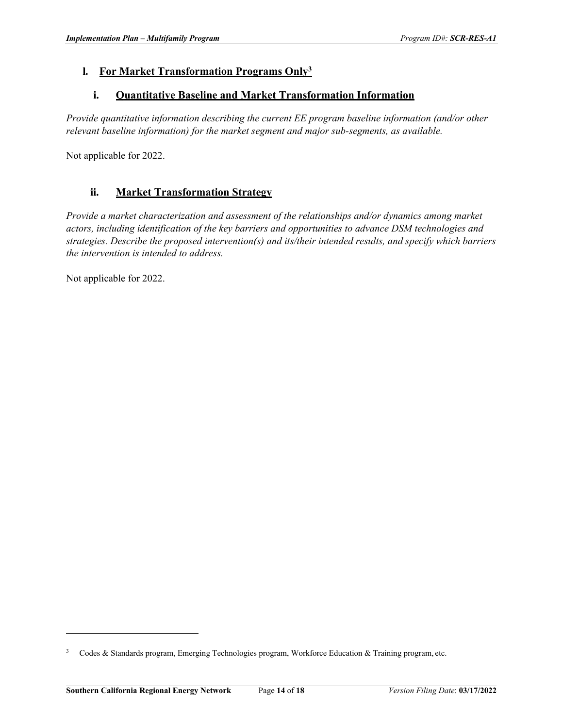## l. For Market Transformation Programs Only[3]

### i. Quantitative Baseline and Market Transformation Information

*Provide quantitative information describing the current EE program baseline information (and/or other relevant baseline information) for the market segment and major sub-segments, as available.*

Not applicable for 2022.

### ii. Market Transformation Strategy

*Provide a market characterization and assessment of the relationships and/or dynamics among market actors, including identification of the key barriers and opportunities to advance DSM technologies and strategies. Describe the proposed intervention(s) and its/their intended results, and specify which barriers the intervention is intended to address.*

Not applicable for 2022.

---

[3] Codes & Standards program, Emerging Technologies program, Workforce Education & Training program, etc.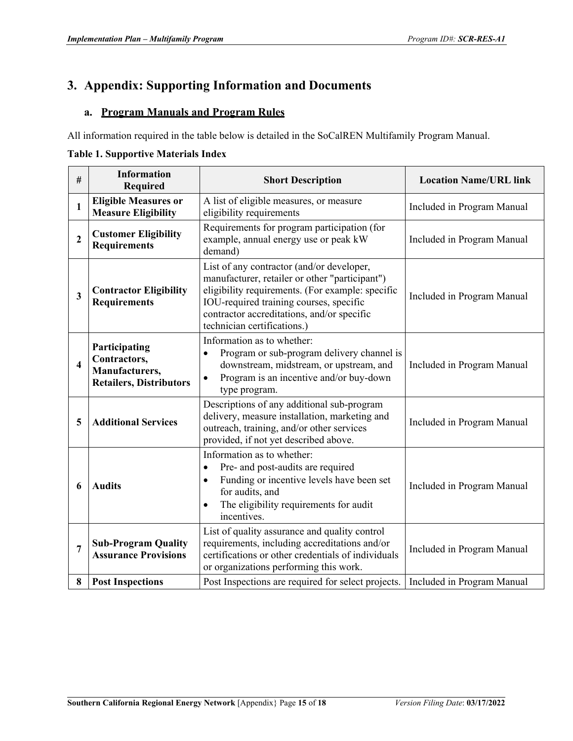# 3. Appendix: Supporting Information and Documents

## a. Program Manuals and Program Rules

All information required in the table below is detailed in the SoCalREN Multifamily Program Manual.

**Table 1. Supportive Materials Index**

| # | Information Required | Short Description | Location Name/URL link |
|---|---|---|---|
| **1** | **Eligible Measures or Measure Eligibility** | A list of eligible measures, or measure eligibility requirements | Included in Program Manual |
| **2** | **Customer Eligibility Requirements** | Requirements for program participation (for example, annual energy use or peak kW demand) | Included in Program Manual |
| **3** | **Contractor Eligibility Requirements** | List of any contractor (and/or developer, manufacturer, retailer or other "participant") eligibility requirements. (For example: specific IOU-required training courses, specific contractor accreditations, and/or specific technician certifications.) | Included in Program Manual |
| **4** | **Participating Contractors, Manufacturers, Retailers, Distributors** | Information as to whether: <br>• Program or sub-program delivery channel is downstream, midstream, or upstream, and <br>• Program is an incentive and/or buy-down type program. | Included in Program Manual |
| **5** | **Additional Services** | Descriptions of any additional sub-program delivery, measure installation, marketing and outreach, training, and/or other services provided, if not yet described above. | Included in Program Manual |
| **6** | **Audits** | Information as to whether: <br>• Pre- and post-audits are required <br>• Funding or incentive levels have been set for audits, and <br>• The eligibility requirements for audit incentives. | Included in Program Manual |
| **7** | **Sub-Program Quality Assurance Provisions** | List of quality assurance and quality control requirements, including accreditations and/or certifications or other credentials of individuals or organizations performing this work. | Included in Program Manual |
| **8** | **Post Inspections** | Post Inspections are required for select projects. | Included in Program Manual |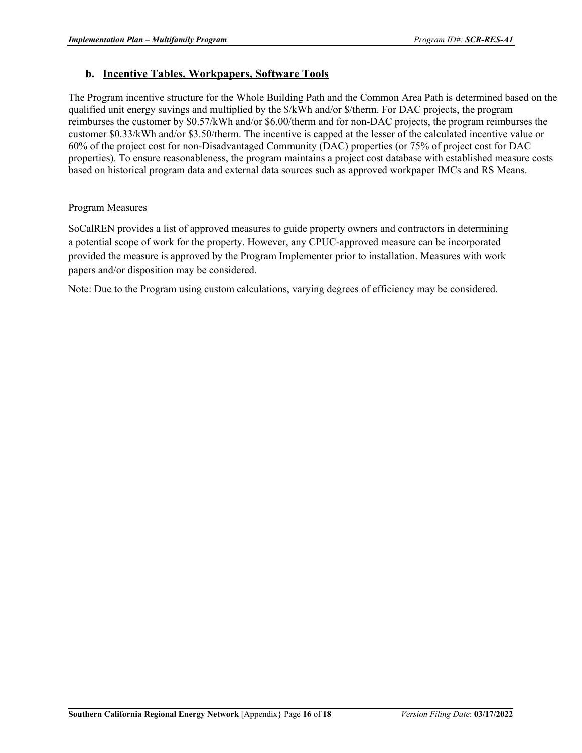### b. Incentive Tables, Workpapers, Software Tools

The Program incentive structure for the Whole Building Path and the Common Area Path is determined based on the qualified unit energy savings and multiplied by the $/kWh and/or $/therm. For DAC projects, the program reimburses the customer by $0.57/kWh and/or $6.00/therm and for non-DAC projects, the program reimburses the customer $0.33/kWh and/or $3.50/therm. The incentive is capped at the lesser of the calculated incentive value or 60% of the project cost for non-Disadvantaged Community (DAC) properties (or 75% of project cost for DAC properties). To ensure reasonableness, the program maintains a project cost database with established measure costs based on historical program data and external data sources such as approved workpaper IMCs and RS Means.

Program Measures

SoCalREN provides a list of approved measures to guide property owners and contractors in determining a potential scope of work for the property. However, any CPUC-approved measure can be incorporated provided the measure is approved by the Program Implementer prior to installation. Measures with work papers and/or disposition may be considered.

Note: Due to the Program using custom calculations, varying degrees of efficiency may be considered.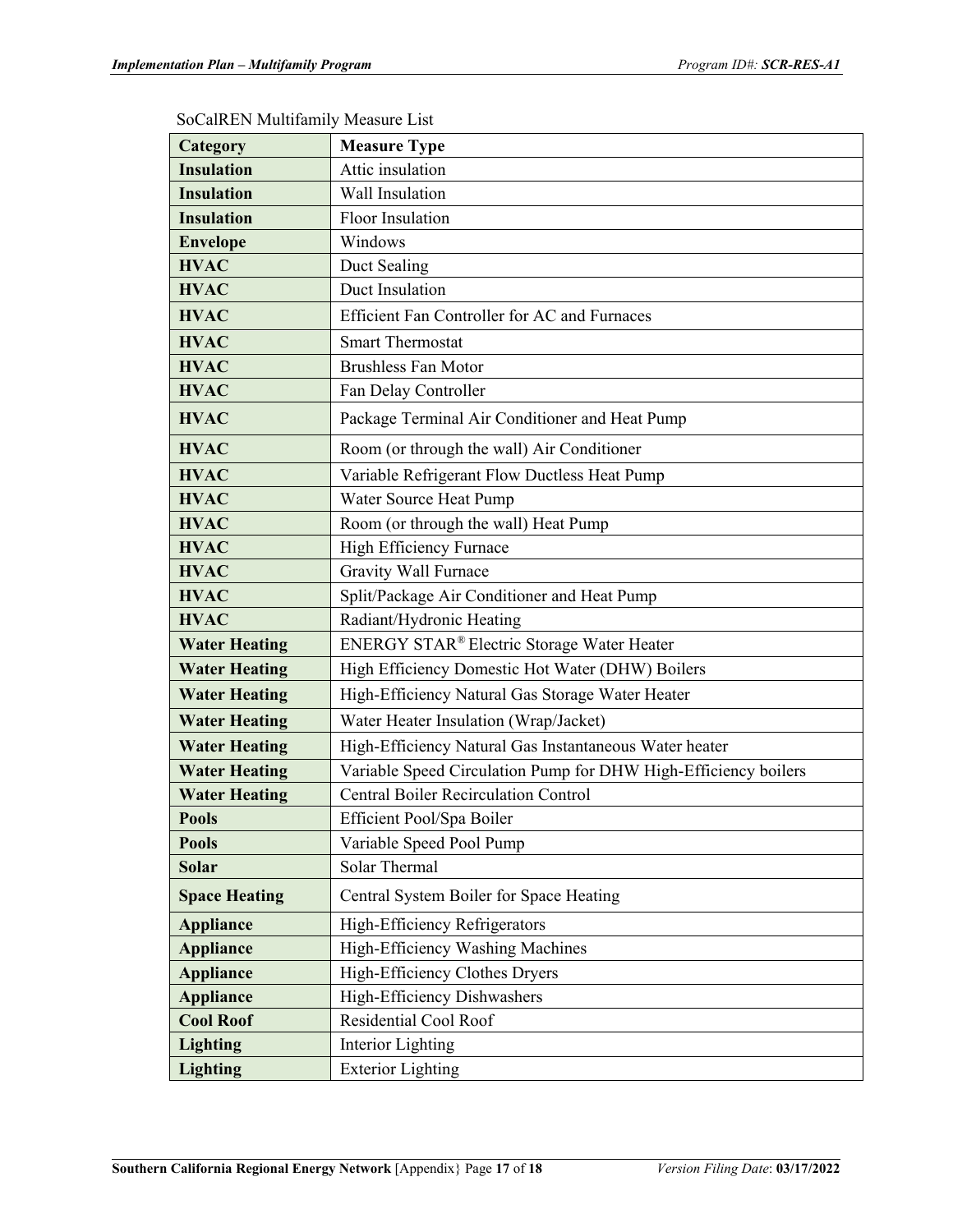SoCalREN Multifamily Measure List

| Category | Measure Type |
|---|---|
| **Insulation** | Attic insulation |
| **Insulation** | Wall Insulation |
| **Insulation** | Floor Insulation |
| **Envelope** | Windows |
| **HVAC** | Duct Sealing |
| **HVAC** | Duct Insulation |
| **HVAC** | Efficient Fan Controller for AC and Furnaces |
| **HVAC** | Smart Thermostat |
| **HVAC** | Brushless Fan Motor |
| **HVAC** | Fan Delay Controller |
| **HVAC** | Package Terminal Air Conditioner and Heat Pump |
| **HVAC** | Room (or through the wall) Air Conditioner |
| **HVAC** | Variable Refrigerant Flow Ductless Heat Pump |
| **HVAC** | Water Source Heat Pump |
| **HVAC** | Room (or through the wall) Heat Pump |
| **HVAC** | High Efficiency Furnace |
| **HVAC** | Gravity Wall Furnace |
| **HVAC** | Split/Package Air Conditioner and Heat Pump |
| **HVAC** | Radiant/Hydronic Heating |
| **Water Heating** | ENERGY STAR® Electric Storage Water Heater |
| **Water Heating** | High Efficiency Domestic Hot Water (DHW) Boilers |
| **Water Heating** | High-Efficiency Natural Gas Storage Water Heater |
| **Water Heating** | Water Heater Insulation (Wrap/Jacket) |
| **Water Heating** | High-Efficiency Natural Gas Instantaneous Water heater |
| **Water Heating** | Variable Speed Circulation Pump for DHW High-Efficiency boilers |
| **Water Heating** | Central Boiler Recirculation Control |
| **Pools** | Efficient Pool/Spa Boiler |
| **Pools** | Variable Speed Pool Pump |
| **Solar** | Solar Thermal |
| **Space Heating** | Central System Boiler for Space Heating |
| **Appliance** | High-Efficiency Refrigerators |
| **Appliance** | High-Efficiency Washing Machines |
| **Appliance** | High-Efficiency Clothes Dryers |
| **Appliance** | High-Efficiency Dishwashers |
| **Cool Roof** | Residential Cool Roof |
| **Lighting** | Interior Lighting |
| **Lighting** | Exterior Lighting |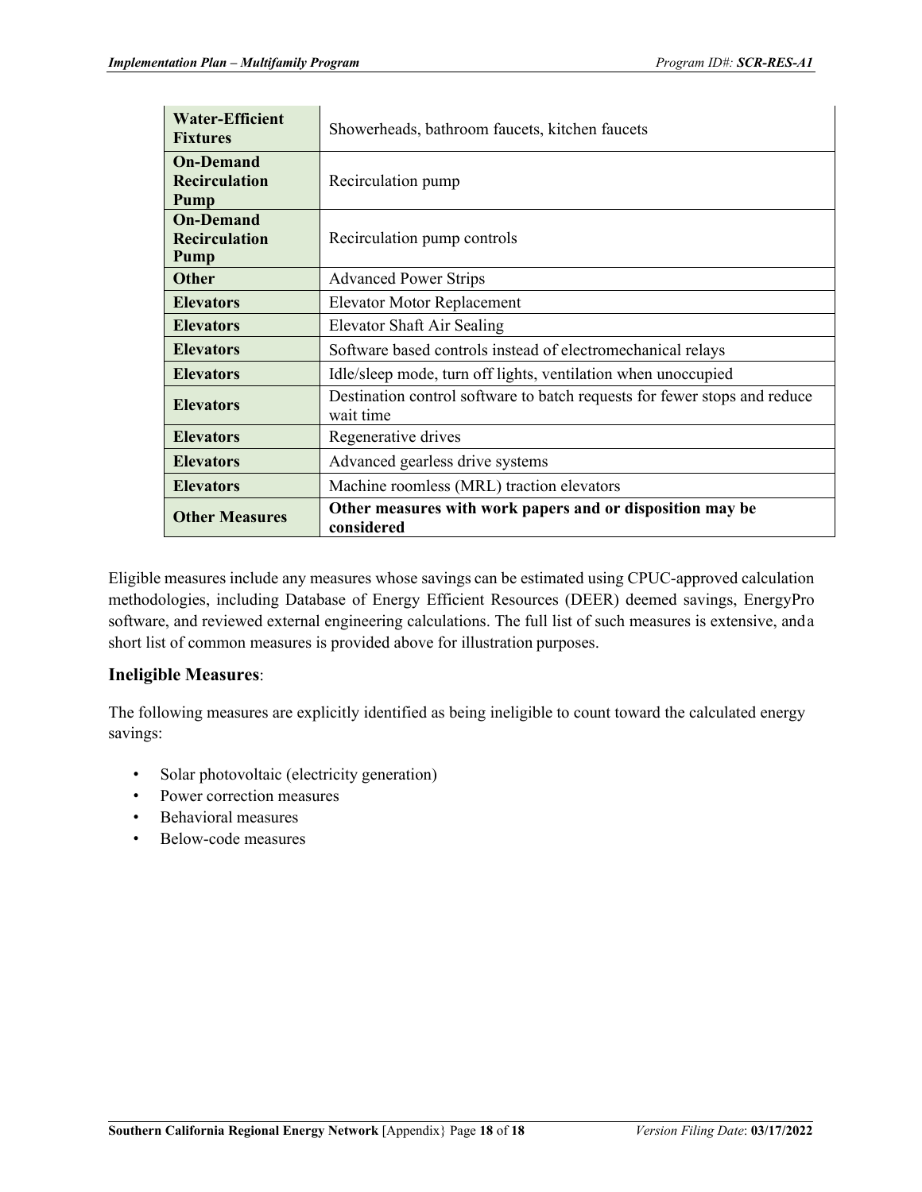| | |
|---|---|
| **Water-Efficient Fixtures** | Showerheads, bathroom faucets, kitchen faucets |
| **On-Demand Recirculation Pump** | Recirculation pump |
| **On-Demand Recirculation Pump** | Recirculation pump controls |
| **Other** | Advanced Power Strips |
| **Elevators** | Elevator Motor Replacement |
| **Elevators** | Elevator Shaft Air Sealing |
| **Elevators** | Software based controls instead of electromechanical relays |
| **Elevators** | Idle/sleep mode, turn off lights, ventilation when unoccupied |
| **Elevators** | Destination control software to batch requests for fewer stops and reduce wait time |
| **Elevators** | Regenerative drives |
| **Elevators** | Advanced gearless drive systems |
| **Elevators** | Machine roomless (MRL) traction elevators |
| **Other Measures** | **Other measures with work papers and or disposition may be considered** |

Eligible measures include any measures whose savings can be estimated using CPUC-approved calculation methodologies, including Database of Energy Efficient Resources (DEER) deemed savings, EnergyPro software, and reviewed external engineering calculations. The full list of such measures is extensive, and a short list of common measures is provided above for illustration purposes.

### **Ineligible Measures**:

The following measures are explicitly identified as being ineligible to count toward the calculated energy savings:

- Solar photovoltaic (electricity generation)
- Power correction measures
- Behavioral measures
- Below-code measures